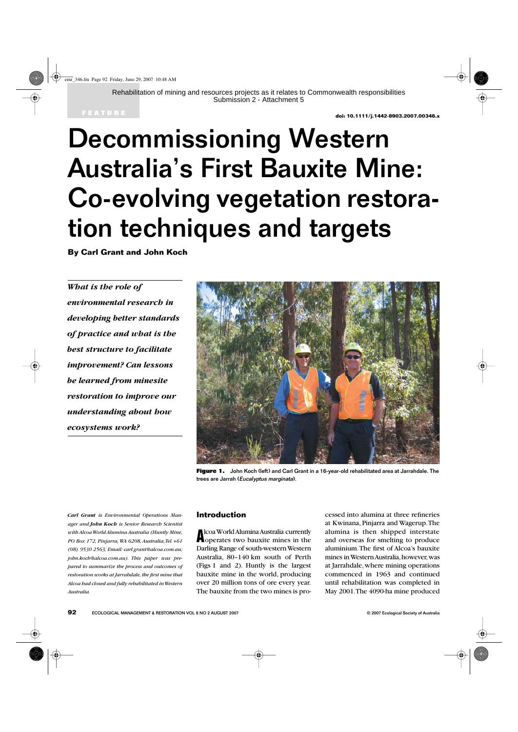Rehabilitation of mining and resources projects as it relates to Commonwealth responsibilities
Submission 2 - Attachment 5

FEATURE

doi: 10.1111/j.1442-8903.2007.00346.x

# Decommissioning Western Australia's First Bauxite Mine: Co-evolving vegetation restoration techniques and targets

**By Carl Grant and John Koch**

***What is the role of environmental research in developing better standards of practice and what is the best structure to facilitate improvement? Can lessons be learned from minesite restoration to improve our understanding about how ecosystems work?***

**Figure 1.** John Koch (left) and Carl Grant in a 16-year-old rehabilitated area at Jarrahdale. The trees are Jarrah (*Eucalyptus marginata*).

***Carl Grant*** *is Environmental Operations Manager and* ***John Koch*** *is Senior Research Scientist with Alcoa World Alumina Australia (Huntly Mine, PO Box 172, Pinjarra, WA 6208, Australia; Tel. +61 (08) 9530 2563; Email: carl.grant@alcoa.com.au; john.koch@alcoa.com.au). This paper was prepared to summarize the process and outcomes of restoration works at Jarrahdale, the first mine that Alcoa had closed and fully rehabilitated in Western Australia.*

## Introduction

Alcoa World Alumina Australia currently operates two bauxite mines in the Darling Range of south-western Western Australia, 80–140 km south of Perth (Figs 1 and 2). Huntly is the largest bauxite mine in the world, producing over 20 million tons of ore every year. The bauxite from the two mines is processed into alumina at three refineries at Kwinana, Pinjarra and Wagerup. The alumina is then shipped interstate and overseas for smelting to produce aluminium. The first of Alcoa's bauxite mines in Western Australia, however, was at Jarrahdale, where mining operations commenced in 1963 and continued until rehabilitation was completed in May 2001. The 4090-ha mine produced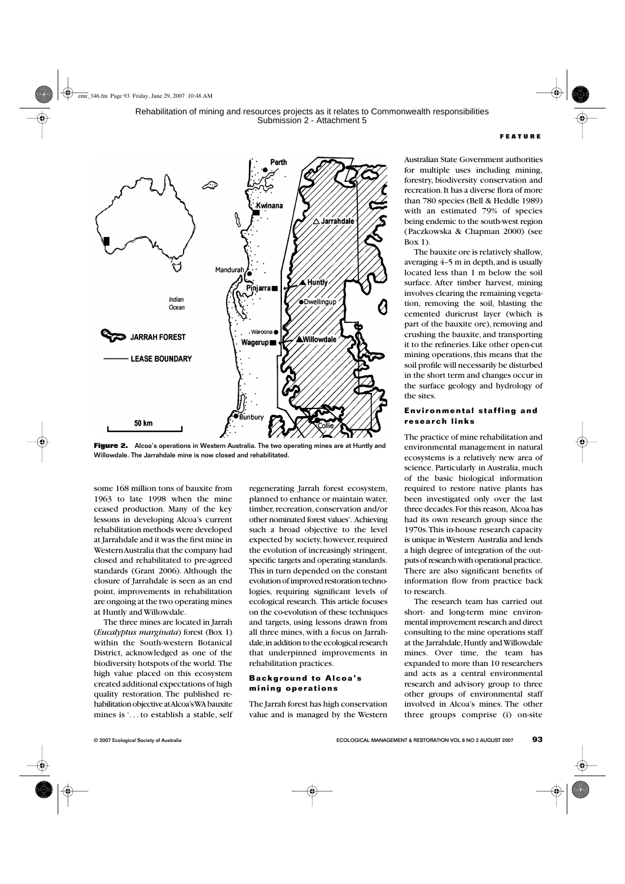**Figure 2.** Alcoa's operations in Western Australia. The two operating mines are at Huntly and Willowdale. The Jarrahdale mine is now closed and rehabilitated.

some 168 million tons of bauxite from 1963 to late 1998 when the mine ceased production. Many of the key lessons in developing Alcoa's current rehabilitation methods were developed at Jarrahdale and it was the first mine in Western Australia that the company had closed and rehabilitated to pre-agreed standards (Grant 2006). Although the closure of Jarrahdale is seen as an end point, improvements in rehabilitation are ongoing at the two operating mines at Huntly and Willowdale.

The three mines are located in Jarrah (*Eucalyptus marginata*) forest (Box 1) within the South-western Botanical District, acknowledged as one of the biodiversity hotspots of the world. The high value placed on this ecosystem created additional expectations of high quality restoration. The published rehabilitation objective at Alcoa's WA bauxite mines is '. . . to establish a stable, self regenerating Jarrah forest ecosystem, planned to enhance or maintain water, timber, recreation, conservation and/or other nominated forest values'. Achieving such a broad objective to the level expected by society, however, required the evolution of increasingly stringent, specific targets and operating standards. This in turn depended on the constant evolution of improved restoration technologies, requiring significant levels of ecological research. This article focuses on the co-evolution of these techniques and targets, using lessons drawn from all three mines, with a focus on Jarrahdale, in addition to the ecological research that underpinned improvements in rehabilitation practices.

## Background to Alcoa's mining operations

The Jarrah forest has high conservation value and is managed by the Western Australian State Government authorities for multiple uses including mining, forestry, biodiversity conservation and recreation. It has a diverse flora of more than 780 species (Bell & Heddle 1989) with an estimated 79% of species being endemic to the south-west region (Paczkowska & Chapman 2000) (see Box 1).

The bauxite ore is relatively shallow, averaging 4–5 m in depth, and is usually located less than 1 m below the soil surface. After timber harvest, mining involves clearing the remaining vegetation, removing the soil, blasting the cemented duricrust layer (which is part of the bauxite ore), removing and crushing the bauxite, and transporting it to the refineries. Like other open-cut mining operations, this means that the soil profile will necessarily be disturbed in the short term and changes occur in the surface geology and hydrology of the sites.

## Environmental staffing and research links

The practice of mine rehabilitation and environmental management in natural ecosystems is a relatively new area of science. Particularly in Australia, much of the basic biological information required to restore native plants has been investigated only over the last three decades. For this reason, Alcoa has had its own research group since the 1970s. This in-house research capacity is unique in Western Australia and lends a high degree of integration of the outputs of research with operational practice. There are also significant benefits of information flow from practice back to research.

The research team has carried out short- and long-term mine environmental improvement research and direct consulting to the mine operations staff at the Jarrahdale, Huntly and Willowdale mines. Over time, the team has expanded to more than 10 researchers and acts as a central environmental research and advisory group to three other groups of environmental staff involved in Alcoa's mines. The other three groups comprise (i) on-site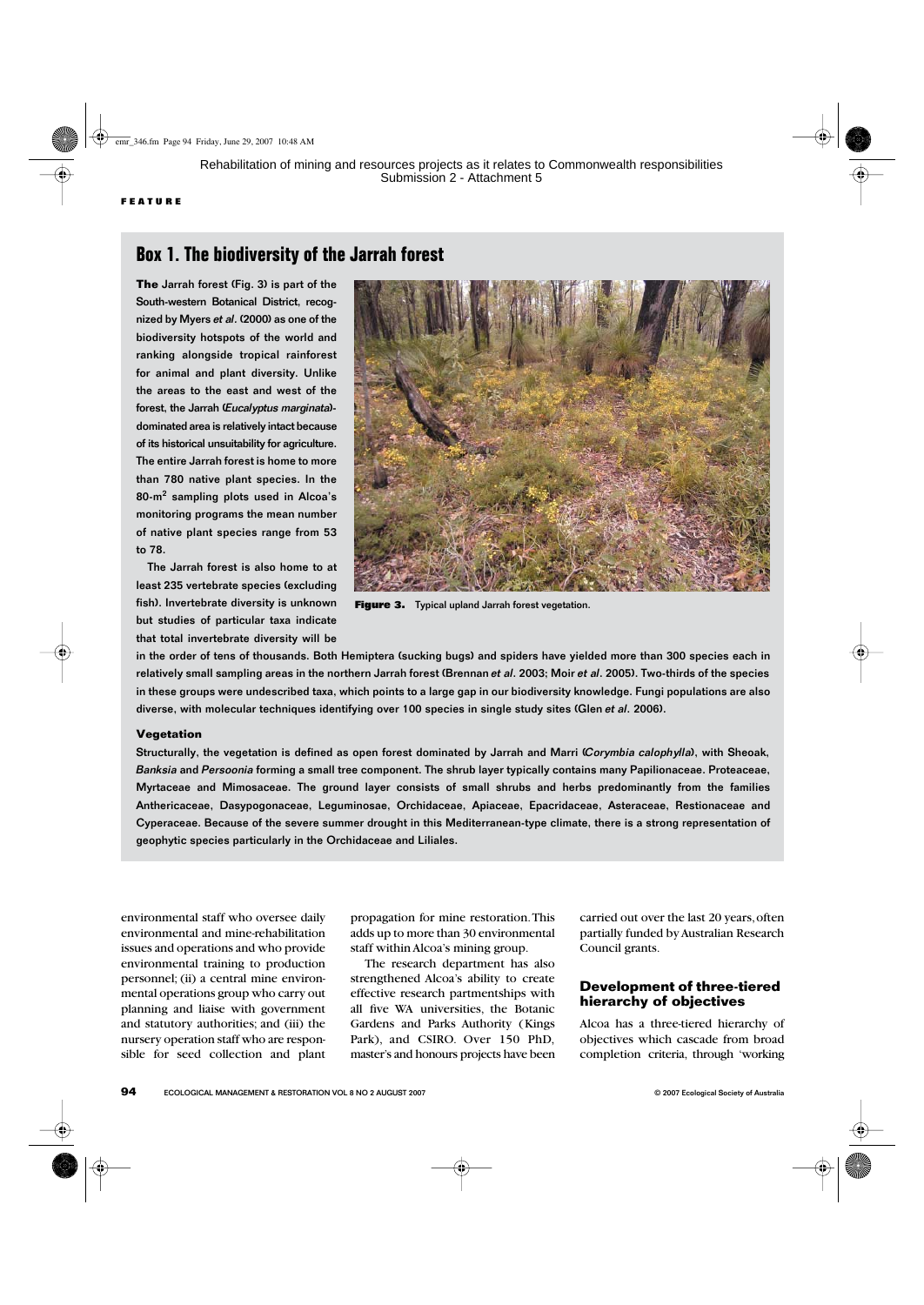## Box 1. The biodiversity of the Jarrah forest

**The** Jarrah forest (Fig. 3) is part of the South-western Botanical District, recognized by Myers *et al*. (2000) as one of the biodiversity hotspots of the world and ranking alongside tropical rainforest for animal and plant diversity. Unlike the areas to the east and west of the forest, the Jarrah (*Eucalyptus marginata*)-dominated area is relatively intact because of its historical unsuitability for agriculture. The entire Jarrah forest is home to more than 780 native plant species. In the 80-$m^2$ sampling plots used in Alcoa's monitoring programs the mean number of native plant species range from 53 to 78.

The Jarrah forest is also home to at least 235 vertebrate species (excluding fish). Invertebrate diversity is unknown but studies of particular taxa indicate that total invertebrate diversity will be in the order of tens of thousands. Both Hemiptera (sucking bugs) and spiders have yielded more than 300 species each in relatively small sampling areas in the northern Jarrah forest (Brennan *et al*. 2003; Moir *et al*. 2005). Two-thirds of the species in these groups were undescribed taxa, which points to a large gap in our biodiversity knowledge. Fungi populations are also diverse, with molecular techniques identifying over 100 species in single study sites (Glen *et al*. 2006).

**Figure 3.** Typical upland Jarrah forest vegetation.

### Vegetation

Structurally, the vegetation is defined as open forest dominated by Jarrah and Marri (*Corymbia calophylla*), with Sheoak, *Banksia* and *Persoonia* forming a small tree component. The shrub layer typically contains many Papilionaceae. Proteaceae, Myrtaceae and Mimosaceae. The ground layer consists of small shrubs and herbs predominantly from the families Anthericaceae, Dasypogonaceae, Leguminosae, Orchidaceae, Apiaceae, Epacridaceae, Asteraceae, Restionaceae and Cyperaceae. Because of the severe summer drought in this Mediterranean-type climate, there is a strong representation of geophytic species particularly in the Orchidaceae and Liliales.

environmental staff who oversee daily environmental and mine-rehabilitation issues and operations and who provide environmental training to production personnel; (ii) a central mine environmental operations group who carry out planning and liaise with government and statutory authorities; and (iii) the nursery operation staff who are responsible for seed collection and plant propagation for mine restoration. This adds up to more than 30 environmental staff within Alcoa's mining group.

The research department has also strengthened Alcoa's ability to create effective research partnerships with all five WA universities, the Botanic Gardens and Parks Authority (Kings Park), and CSIRO. Over 150 PhD, master's and honours projects have been carried out over the last 20 years, often partially funded by Australian Research Council grants.

### Development of three-tiered hierarchy of objectives

Alcoa has a three-tiered hierarchy of objectives which cascade from broad completion criteria, through 'working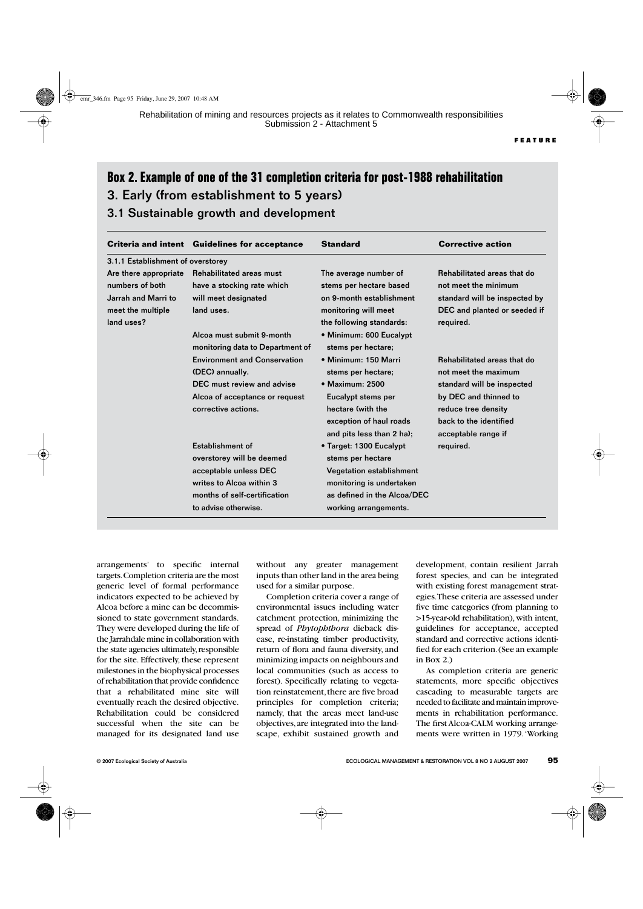## Box 2. Example of one of the 31 completion criteria for post-1988 rehabilitation

### 3. Early (from establishment to 5 years)

### 3.1 Sustainable growth and development

| Criteria and intent | Guidelines for acceptance | Standard | Corrective action |
|---|---|---|---|
| **3.1.1 Establishment of overstorey** | | | |
| Are there appropriate numbers of both Jarrah and Marri to meet the multiple land uses? | Rehabilitated areas must have a stocking rate which will meet designated land uses. | The average number of stems per hectare based on 9-month establishment monitoring will meet the following standards: | Rehabilitated areas that do not meet the minimum standard will be inspected by DEC and planted or seeded if required. |
| | Alcoa must submit 9-month monitoring data to Department of Environment and Conservation (DEC) annually. DEC must review and advise Alcoa of acceptance or request corrective actions. | • Minimum: 600 Eucalypt stems per hectare; • Minimum: 150 Marri stems per hectare; • Maximum: 2500 Eucalypt stems per hectare (with the exception of haul roads and pits less than 2 ha); | Rehabilitated areas that do not meet the maximum standard will be inspected by DEC and thinned to reduce tree density back to the identified acceptable range if required. |
| | Establishment of overstorey will be deemed acceptable unless DEC writes to Alcoa within 3 months of self-certification to advise otherwise. | • Target: 1300 Eucalypt stems per hectare Vegetation establishment monitoring is undertaken as defined in the Alcoa/DEC working arrangements. | |

arrangements' to specific internal targets. Completion criteria are the most generic level of formal performance indicators expected to be achieved by Alcoa before a mine can be decommissioned to state government standards. They were developed during the life of the Jarrahdale mine in collaboration with the state agencies ultimately responsible for the site. Effectively, these represent milestones in the biophysical processes of rehabilitation that provide confidence that a rehabilitated mine site will eventually reach the desired objective. Rehabilitation could be considered successful when the site can be managed for its designated land use without any greater management inputs than other land in the area being used for a similar purpose.

Completion criteria cover a range of environmental issues including water catchment protection, minimizing the spread of *Phytophthora* dieback disease, re-instating timber productivity, return of flora and fauna diversity, and minimizing impacts on neighbours and local communities (such as access to forest). Specifically relating to vegetation reinstatement, there are five broad principles for completion criteria; namely, that the areas meet land-use objectives, are integrated into the landscape, exhibit sustained growth and development, contain resilient Jarrah forest species, and can be integrated with existing forest management strategies. These criteria are assessed under five time categories (from planning to >15-year-old rehabilitation), with intent, guidelines for acceptance, accepted standard and corrective actions identified for each criterion. (See an example in Box 2.)

As completion criteria are generic statements, more specific objectives cascading to measurable targets are needed to facilitate and maintain improvements in rehabilitation performance. The first Alcoa-CALM working arrangements were written in 1979. 'Working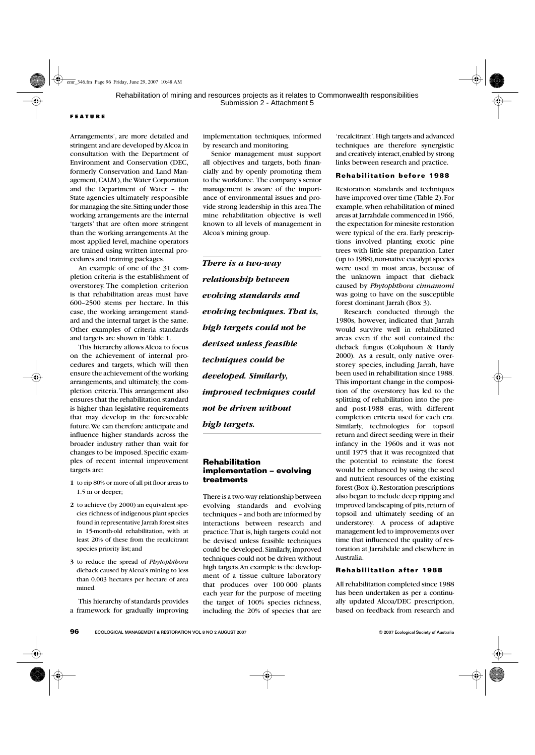Arrangements', are more detailed and stringent and are developed by Alcoa in consultation with the Department of Environment and Conservation (DEC, formerly Conservation and Land Management, CALM), the Water Corporation and the Department of Water – the State agencies ultimately responsible for managing the site. Sitting under those working arrangements are the internal 'targets' that are often more stringent than the working arrangements. At the most applied level, machine operators are trained using written internal procedures and training packages.

An example of one of the 31 completion criteria is the establishment of overstorey. The completion criterion is that rehabilitation areas must have 600–2500 stems per hectare. In this case, the working arrangement standard and the internal target is the same. Other examples of criteria standards and targets are shown in Table 1.

This hierarchy allows Alcoa to focus on the achievement of internal procedures and targets, which will then ensure the achievement of the working arrangements, and ultimately, the completion criteria. This arrangement also ensures that the rehabilitation standard is higher than legislative requirements that may develop in the foreseeable future. We can therefore anticipate and influence higher standards across the broader industry rather than wait for changes to be imposed. Specific examples of recent internal improvement targets are:

1. to rip 80% or more of all pit floor areas to 1.5 m or deeper;
2. to achieve (by 2000) an equivalent species richness of indigenous plant species found in representative Jarrah forest sites in 15-month-old rehabilitation, with at least 20% of these from the recalcitrant species priority list; and
3. to reduce the spread of *Phytophthora* dieback caused by Alcoa's mining to less than 0.003 hectares per hectare of area mined.

This hierarchy of standards provides a framework for gradually improving implementation techniques, informed by research and monitoring.

Senior management must support all objectives and targets, both financially and by openly promoting them to the workforce. The company's senior management is aware of the importance of environmental issues and provide strong leadership in this area. The mine rehabilitation objective is well known to all levels of management in Alcoa's mining group.

> ***There is a two-way relationship between evolving standards and evolving techniques. That is, high targets could not be devised unless feasible techniques could be developed. Similarly, improved techniques could not be driven without high targets.***

## Rehabilitation implementation – evolving treatments

There is a two-way relationship between evolving standards and evolving techniques – and both are informed by interactions between research and practice. That is, high targets could not be devised unless feasible techniques could be developed. Similarly, improved techniques could not be driven without high targets. An example is the development of a tissue culture laboratory that produces over 100 000 plants each year for the purpose of meeting the target of 100% species richness, including the 20% of species that are 'recalcitrant'. High targets and advanced techniques are therefore synergistic and creatively interact, enabled by strong links between research and practice.

### Rehabilitation before 1988

Restoration standards and techniques have improved over time (Table 2). For example, when rehabilitation of mined areas at Jarrahdale commenced in 1966, the expectation for minesite restoration were typical of the era. Early prescriptions involved planting exotic pine trees with little site preparation. Later (up to 1988), non-native eucalypt species were used in most areas, because of the unknown impact that dieback caused by *Phytophthora cinnamomi* was going to have on the susceptible forest dominant Jarrah (Box 3).

Research conducted through the 1980s, however, indicated that Jarrah would survive well in rehabilitated areas even if the soil contained the dieback fungus (Colquhoun & Hardy 2000). As a result, only native overstorey species, including Jarrah, have been used in rehabilitation since 1988. This important change in the composition of the overstorey has led to the splitting of rehabilitation into the pre- and post-1988 eras, with different completion criteria used for each era. Similarly, technologies for topsoil return and direct seeding were in their infancy in the 1960s and it was not until 1975 that it was recognized that the potential to reinstate the forest would be enhanced by using the seed and nutrient resources of the existing forest (Box 4). Restoration prescriptions also began to include deep ripping and improved landscaping of pits, return of topsoil and ultimately seeding of an understorey. A process of adaptive management led to improvements over time that influenced the quality of restoration at Jarrahdale and elsewhere in Australia.

### Rehabilitation after 1988

All rehabilitation completed since 1988 has been undertaken as per a continually updated Alcoa/DEC prescription, based on feedback from research and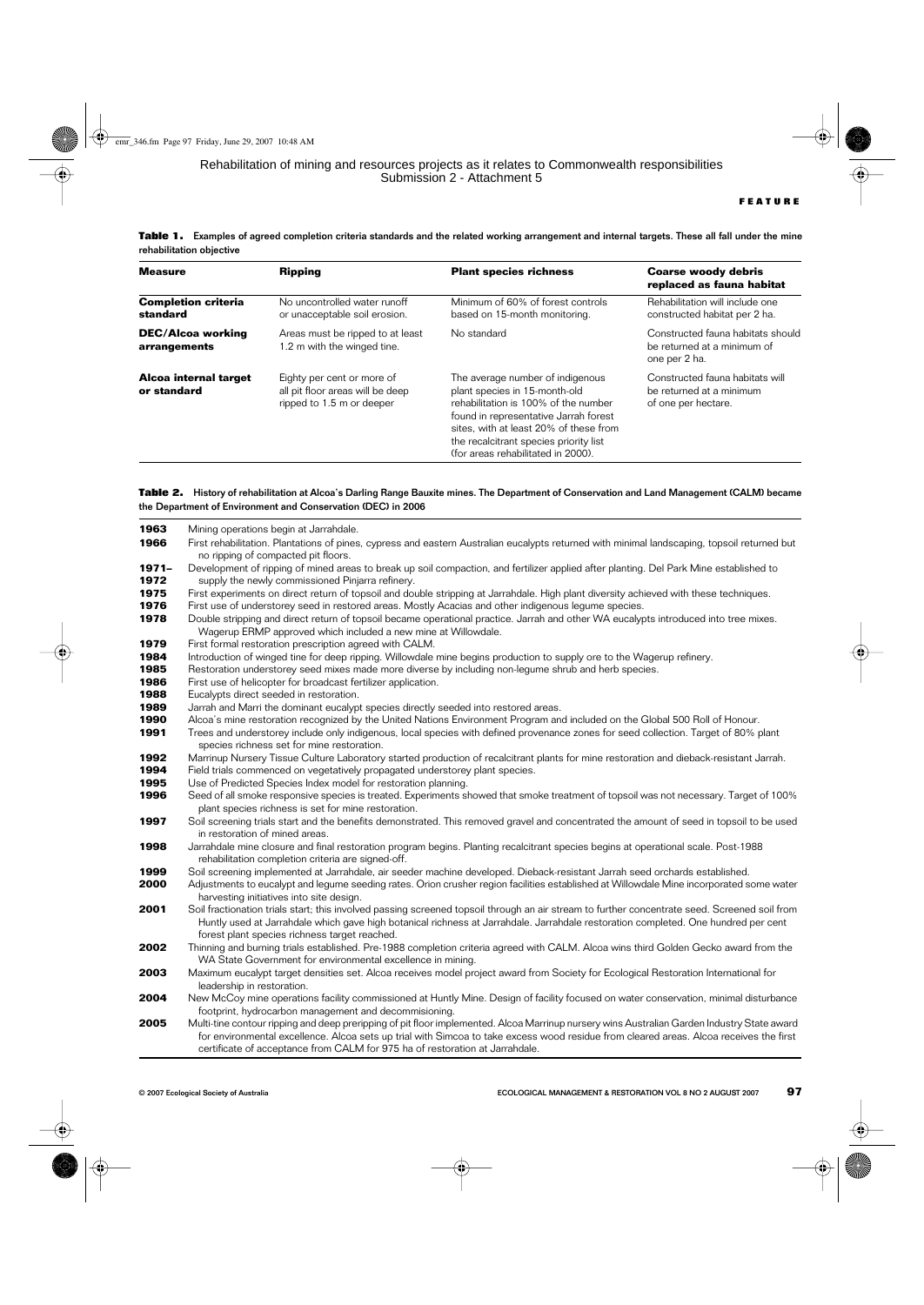**Table 1.** Examples of agreed completion criteria standards and the related working arrangement and internal targets. These all fall under the mine rehabilitation objective

| Measure | Ripping | Plant species richness | Coarse woody debris replaced as fauna habitat |
|---|---|---|---|
| **Completion criteria standard** | No uncontrolled water runoff or unacceptable soil erosion. | Minimum of 60% of forest controls based on 15-month monitoring. | Rehabilitation will include one constructed habitat per 2 ha. |
| **DEC/Alcoa working arrangements** | Areas must be ripped to at least 1.2 m with the winged tine. | No standard | Constructed fauna habitats should be returned at a minimum of one per 2 ha. |
| **Alcoa internal target or standard** | Eighty per cent or more of all pit floor areas will be deep ripped to 1.5 m or deeper | The average number of indigenous plant species in 15-month-old rehabilitation is 100% of the number found in representative Jarrah forest sites, with at least 20% of these from the recalcitrant species priority list (for areas rehabilitated in 2000). | Constructed fauna habitats will be returned at a minimum of one per hectare. |

**Table 2.** History of rehabilitation at Alcoa's Darling Range Bauxite mines. The Department of Conservation and Land Management (CALM) became the Department of Environment and Conservation (DEC) in 2006

| Year | Event |
|---|---|
| **1963** | Mining operations begin at Jarrahdale. |
| **1966** | First rehabilitation. Plantations of pines, cypress and eastern Australian eucalypts returned with minimal landscaping, topsoil returned but no ripping of compacted pit floors. |
| **1971–1972** | Development of ripping of mined areas to break up soil compaction, and fertilizer applied after planting. Del Park Mine established to supply the newly commissioned Pinjarra refinery. |
| **1975** | First experiments on direct return of topsoil and double stripping at Jarrahdale. High plant diversity achieved with these techniques. |
| **1976** | First use of understorey seed in restored areas. Mostly Acacias and other indigenous legume species. |
| **1978** | Double stripping and direct return of topsoil became operational practice. Jarrah and other WA eucalypts introduced into tree mixes. Wagerup ERMP approved which included a new mine at Willowdale. |
| **1979** | First formal restoration prescription agreed with CALM. |
| **1984** | Introduction of winged tine for deep ripping. Willowdale mine begins production to supply ore to the Wagerup refinery. |
| **1985** | Restoration understorey seed mixes made more diverse by including non-legume shrub and herb species. |
| **1986** | First use of helicopter for broadcast fertilizer application. |
| **1988** | Eucalypts direct seeded in restoration. |
| **1989** | Jarrah and Marri the dominant eucalypt species directly seeded into restored areas. |
| **1990** | Alcoa's mine restoration recognized by the United Nations Environment Program and included on the Global 500 Roll of Honour. |
| **1991** | Trees and understorey include only indigenous, local species with defined provenance zones for seed collection. Target of 80% plant species richness set for mine restoration. |
| **1992** | Marrinup Nursery Tissue Culture Laboratory started production of recalcitrant plants for mine restoration and dieback-resistant Jarrah. |
| **1994** | Field trials commenced on vegetatively propagated understorey plant species. |
| **1995** | Use of Predicted Species Index model for restoration planning. |
| **1996** | Seed of all smoke responsive species is treated. Experiments showed that smoke treatment of topsoil was not necessary. Target of 100% plant species richness for mine restoration is set. |
| **1997** | Soil screening trials start and the benefits demonstrated. This removed gravel and concentrated the amount of seed in topsoil to be used in restoration of mined areas. |
| **1998** | Jarrahdale mine closure and final restoration program begins. Planting recalcitrant species begins at operational scale. Post-1988 rehabilitation completion criteria are signed-off. |
| **1999** | Soil screening implemented at Jarrahdale, air seeder machine developed. Dieback-resistant Jarrah seed orchards established. |
| **2000** | Adjustments to eucalypt and legume seeding rates. Orion crusher region facilities established at Willowdale Mine incorporated some water harvesting initiatives into site design. |
| **2001** | Soil fractionation trials start; this involved passing screened topsoil through an air stream to further concentrate seed. Screened soil from Huntly used at Jarrahdale which gave high botanical richness at Jarrahdale. Jarrahdale restoration completed. One hundred per cent forest plant species richness target reached. |
| **2002** | Thinning and burning trials established. Pre-1988 completion criteria agreed with CALM. Alcoa wins third Golden Gecko award from the WA State Government for environmental excellence in mining. |
| **2003** | Maximum eucalypt target densities set. Alcoa receives model project award from Society for Ecological Restoration International for leadership in restoration. |
| **2004** | New McCoy mine operations facility commissioned at Huntly Mine. Design of facility focused on water conservation, minimal disturbance footprint, hydrocarbon management and decommissioning. |
| **2005** | Multi-tine contour ripping and deep preripping of pit floor implemented. Alcoa Marrinup nursery wins Australian Garden Industry State award for environmental excellence. Alcoa sets up trial with Simcoa to take excess wood residue from cleared areas. Alcoa receives the first certificate of acceptance from CALM for 975 ha of restoration at Jarrahdale. |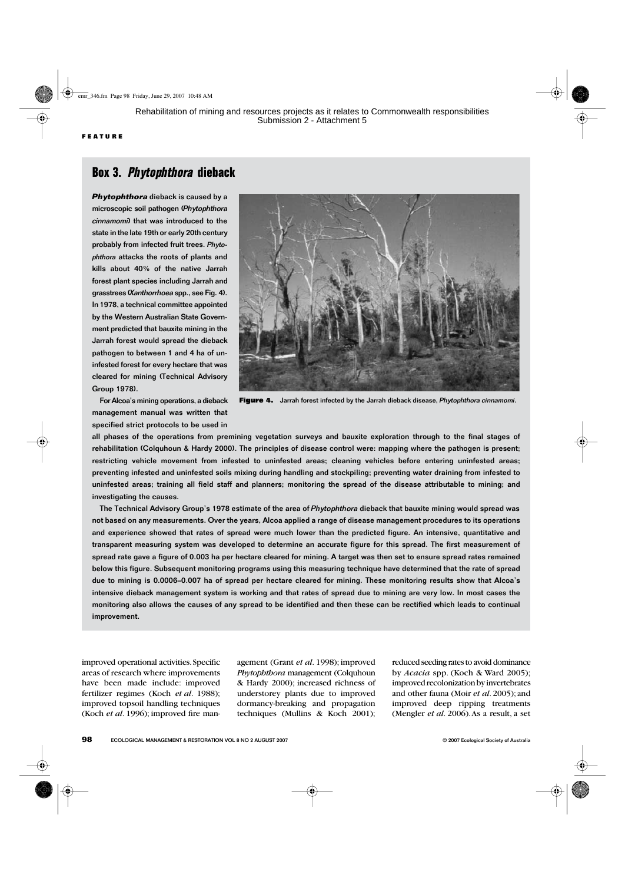FEATURE

## Box 3. *Phytophthora* dieback

***Phytophthora*** **dieback is caused by a microscopic soil pathogen (*Phytophthora cinnamomi*) that was introduced to the state in the late 19th or early 20th century probably from infected fruit trees. *Phytophthora* attacks the roots of plants and kills about 40% of the native Jarrah forest plant species including Jarrah and grasstrees (*Xanthorrhoea* spp., see Fig. 4). In 1978, a technical committee appointed by the Western Australian State Government predicted that bauxite mining in the Jarrah forest would spread the dieback pathogen to between 1 and 4 ha of uninfested forest for every hectare that was cleared for mining (Technical Advisory Group 1978).**

**For Alcoa's mining operations, a dieback management manual was written that specified strict protocols to be used in all phases of the operations from premining vegetation surveys and bauxite exploration through to the final stages of rehabilitation (Colquhoun & Hardy 2000). The principles of disease control were: mapping where the pathogen is present; restricting vehicle movement from infested to uninfested areas; cleaning vehicles before entering uninfested areas; preventing infested and uninfested soils mixing during handling and stockpiling; preventing water draining from infested to uninfested areas; training all field staff and planners; monitoring the spread of the disease attributable to mining; and investigating the causes.**

**The Technical Advisory Group's 1978 estimate of the area of *Phytophthora* dieback that bauxite mining would spread was not based on any measurements. Over the years, Alcoa applied a range of disease management procedures to its operations and experience showed that rates of spread were much lower than the predicted figure. An intensive, quantitative and transparent measuring system was developed to determine an accurate figure for this spread. The first measurement of spread rate gave a figure of 0.003 ha per hectare cleared for mining. A target was then set to ensure spread rates remained below this figure. Subsequent monitoring programs using this measuring technique have determined that the rate of spread due to mining is 0.0006–0.007 ha of spread per hectare cleared for mining. These monitoring results show that Alcoa's intensive dieback management system is working and that rates of spread due to mining are very low. In most cases the monitoring also allows the causes of any spread to be identified and then these can be rectified which leads to continual improvement.**

**Figure 4.** Jarrah forest infected by the Jarrah dieback disease, *Phytophthora cinnamomi*.

improved operational activities. Specific areas of research where improvements have been made include: improved fertilizer regimes (Koch *et al.* 1988); improved topsoil handling techniques (Koch *et al.* 1996); improved fire management (Grant *et al.* 1998); improved *Phytophthora* management (Colquhoun & Hardy 2000); increased richness of understorey plants due to improved dormancy-breaking and propagation techniques (Mullins & Koch 2001); reduced seeding rates to avoid dominance by *Acacia* spp. (Koch & Ward 2005); improved recolonization by invertebrates and other fauna (Moir *et al.* 2005); and improved deep ripping treatments (Mengler *et al.* 2006). As a result, a set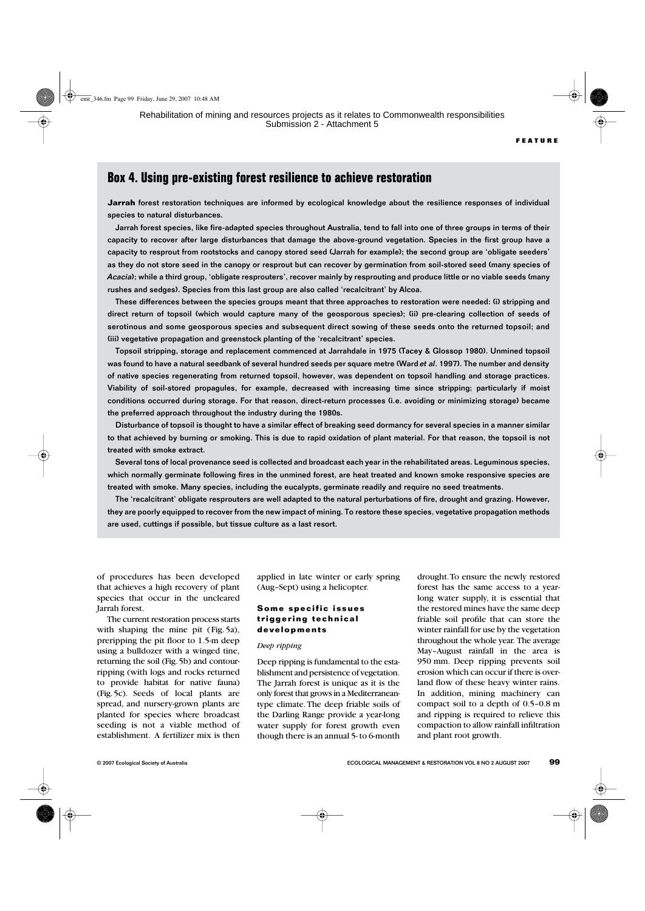## Box 4. Using pre-existing forest resilience to achieve restoration

**Jarrah forest restoration techniques are informed by ecological knowledge about the resilience responses of individual species to natural disturbances.**

**Jarrah forest species, like fire-adapted species throughout Australia, tend to fall into one of three groups in terms of their capacity to recover after large disturbances that damage the above-ground vegetation. Species in the first group have a capacity to resprout from rootstocks and canopy stored seed (Jarrah for example); the second group are 'obligate seeders' as they do not store seed in the canopy or resprout but can recover by germination from soil-stored seed (many species of *Acacia*); while a third group, 'obligate resprouters', recover mainly by resprouting and produce little or no viable seeds (many rushes and sedges). Species from this last group are also called 'recalcitrant' by Alcoa.**

**These differences between the species groups meant that three approaches to restoration were needed: (i) stripping and direct return of topsoil (which would capture many of the geosporous species); (ii) pre-clearing collection of seeds of serotinous and some geosporous species and subsequent direct sowing of these seeds onto the returned topsoil; and (iii) vegetative propagation and greenstock planting of the 'recalcitrant' species.**

**Topsoil stripping, storage and replacement commenced at Jarrahdale in 1975 (Tacey & Glossop 1980). Unmined topsoil was found to have a natural seedbank of several hundred seeds per square metre (Ward *et al*. 1997). The number and density of native species regenerating from returned topsoil, however, was dependent on topsoil handling and storage practices. Viability of soil-stored propagules, for example, decreased with increasing time since stripping; particularly if moist conditions occurred during storage. For that reason, direct-return processes (i.e. avoiding or minimizing storage) became the preferred approach throughout the industry during the 1980s.**

**Disturbance of topsoil is thought to have a similar effect of breaking seed dormancy for several species in a manner similar to that achieved by burning or smoking. This is due to rapid oxidation of plant material. For that reason, the topsoil is not treated with smoke extract.**

**Several tons of local provenance seed is collected and broadcast each year in the rehabilitated areas. Leguminous species, which normally germinate following fires in the unmined forest, are heat treated and known smoke responsive species are treated with smoke. Many species, including the eucalypts, germinate readily and require no seed treatments.**

**The 'recalcitrant' obligate resprouters are well adapted to the natural perturbations of fire, drought and grazing. However, they are poorly equipped to recover from the new impact of mining. To restore these species, vegetative propagation methods are used, cuttings if possible, but tissue culture as a last resort.**

of procedures has been developed that achieves a high recovery of plant species that occur in the uncleared Jarrah forest.

The current restoration process starts with shaping the mine pit (Fig. 5a), preripping the pit floor to 1.5-m deep using a bulldozer with a winged tine, returning the soil (Fig. 5b) and contour-ripping (with logs and rocks returned to provide habitat for native fauna) (Fig. 5c). Seeds of local plants are spread, and nursery-grown plants are planted for species where broadcast seeding is not a viable method of establishment. A fertilizer mix is then applied in late winter or early spring (Aug–Sept) using a helicopter.

### Some specific issues triggering technical developments

*Deep ripping*

Deep ripping is fundamental to the establishment and persistence of vegetation. The Jarrah forest is unique as it is the only forest that grows in a Mediterranean-type climate. The deep friable soils of the Darling Range provide a year-long water supply for forest growth even though there is an annual 5- to 6-month drought. To ensure the newly restored forest has the same access to a year-long water supply, it is essential that the restored mines have the same deep friable soil profile that can store the winter rainfall for use by the vegetation throughout the whole year. The average May–August rainfall in the area is 950 mm. Deep ripping prevents soil erosion which can occur if there is overland flow of these heavy winter rains. In addition, mining machinery can compact soil to a depth of 0.5–0.8 m and ripping is required to relieve this compaction to allow rainfall infiltration and plant root growth.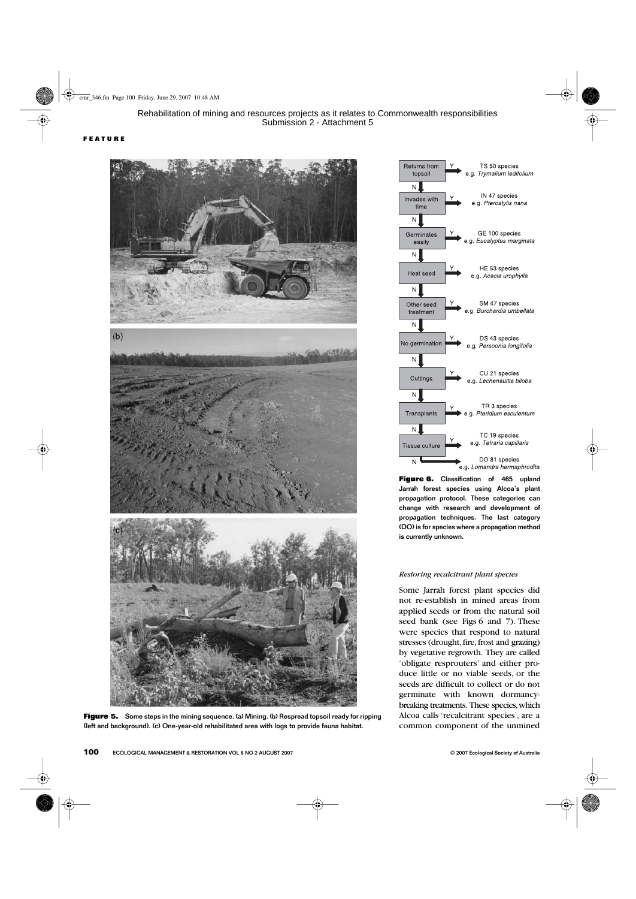Rehabilitation of mining and resources projects as it relates to Commonwealth responsibilities
Submission 2 - Attachment 5

**FEATURE**

**Figure 5.** Some steps in the mining sequence. (a) Mining. (b) Respread topsoil ready for ripping (left and background). (c) One-year-old rehabilitated area with logs to provide fauna habitat.

| Step | If Y | Category |
|---|---|---|
| Returns from topsoil | Y | TS 50 species e.g. *Trymalium ledifolium* |
| Invades with time | Y | IN 47 species e.g. *Pterostylis nana* |
| Germinates easily | Y | GE 100 species e.g. *Eucalyptus marginata* |
| Heat seed | Y | HE 53 species e.g. *Acacia urophylla* |
| Other seed treatment | Y | SM 47 species e.g. *Burchardia umbellata* |
| No germination | Y | DS 43 species e.g. *Persoonia longifolia* |
| Cuttings | Y | CU 21 species e.g. *Lechenaultia biloba* |
| Transplants | Y | TR 3 species e.g. *Pteridium esculentum* |
| Tissue culture | Y | TC 19 species e.g. *Tetraria capillaris* |
| N | | DO 81 species e.g. *Lomandra hermaphrodita* |

**Figure 6.** Classification of 465 upland Jarrah forest species using Alcoa's plant propagation protocol. These categories can change with research and development of propagation techniques. The last category (DO) is for species where a propagation method is currently unknown.

*Restoring recalcitrant plant species*

Some Jarrah forest plant species did not re-establish in mined areas from applied seeds or from the natural soil seed bank (see Figs 6 and 7). These were species that respond to natural stresses (drought, fire, frost and grazing) by vegetative regrowth. They are called 'obligate resprouters' and either produce little or no viable seeds, or the seeds are difficult to collect or do not germinate with known dormancy-breaking treatments. These species, which Alcoa calls 'recalcitrant species', are a common component of the unmined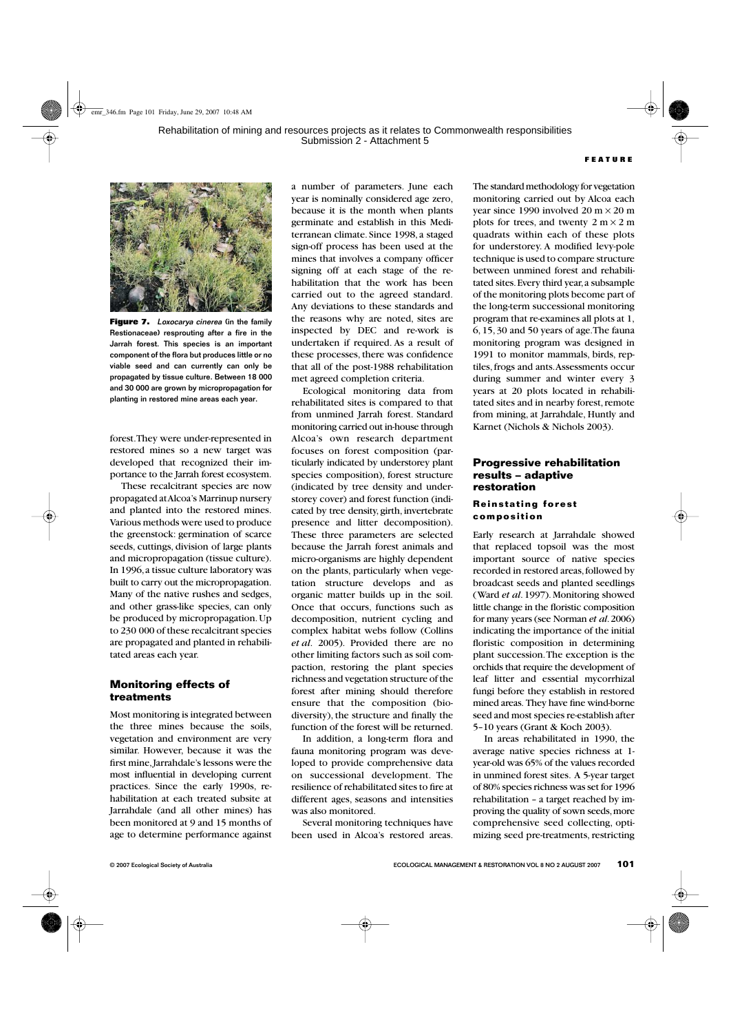**Figure 7.** *Loxocarya cinerea* (in the family Restionaceae) resprouting after a fire in the Jarrah forest. This species is an important component of the flora but produces little or no viable seed and can currently can only be propagated by tissue culture. Between 18 000 and 30 000 are grown by micropropagation for planting in restored mine areas each year.

forest. They were under-represented in restored mines so a new target was developed that recognized their importance to the Jarrah forest ecosystem.

These recalcitrant species are now propagated at Alcoa's Marrinup nursery and planted into the restored mines. Various methods were used to produce the greenstock: germination of scarce seeds, cuttings, division of large plants and micropropagation (tissue culture). In 1996, a tissue culture laboratory was built to carry out the micropropagation. Many of the native rushes and sedges, and other grass-like species, can only be produced by micropropagation. Up to 230 000 of these recalcitrant species are propagated and planted in rehabilitated areas each year.

## Monitoring effects of treatments

Most monitoring is integrated between the three mines because the soils, vegetation and environment are very similar. However, because it was the first mine, Jarrahdale's lessons were the most influential in developing current practices. Since the early 1990s, rehabilitation at each treated subsite at Jarrahdale (and all other mines) has been monitored at 9 and 15 months of age to determine performance against a number of parameters. June each year is nominally considered age zero, because it is the month when plants germinate and establish in this Mediterranean climate. Since 1998, a staged sign-off process has been used at the mines that involves a company officer signing off at each stage of the rehabilitation that the work has been carried out to the agreed standard. Any deviations to these standards and the reasons why are noted, sites are inspected by DEC and re-work is undertaken if required. As a result of these processes, there was confidence that all of the post-1988 rehabilitation met agreed completion criteria.

Ecological monitoring data from rehabilitated sites is compared to that from unmined Jarrah forest. Standard monitoring carried out in-house through Alcoa's own research department focuses on forest composition (particularly indicated by understorey plant species composition), forest structure (indicated by tree density and understorey cover) and forest function (indicated by tree density, girth, invertebrate presence and litter decomposition). These three parameters are selected because the Jarrah forest animals and micro-organisms are highly dependent on the plants, particularly when vegetation structure develops and as organic matter builds up in the soil. Once that occurs, functions such as decomposition, nutrient cycling and complex habitat webs follow (Collins *et al*. 2005). Provided there are no other limiting factors such as soil compaction, restoring the plant species richness and vegetation structure of the forest after mining should therefore ensure that the composition (biodiversity), the structure and finally the function of the forest will be returned.

In addition, a long-term flora and fauna monitoring program was developed to provide comprehensive data on successional development. The resilience of rehabilitated sites to fire at different ages, seasons and intensities was also monitored.

Several monitoring techniques have been used in Alcoa's restored areas. The standard methodology for vegetation monitoring carried out by Alcoa each year since 1990 involved 20 m × 20 m plots for trees, and twenty 2 m × 2 m quadrats within each of these plots for understorey. A modified levy-pole technique is used to compare structure between unmined forest and rehabilitated sites. Every third year, a subsample of the monitoring plots become part of the long-term successional monitoring program that re-examines all plots at 1, 6, 15, 30 and 50 years of age. The fauna monitoring program was designed in 1991 to monitor mammals, birds, reptiles, frogs and ants. Assessments occur during summer and winter every 3 years at 20 plots located in rehabilitated sites and in nearby forest, remote from mining, at Jarrahdale, Huntly and Karnet (Nichols & Nichols 2003).

## Progressive rehabilitation results – adaptive restoration

### Reinstating forest composition

Early research at Jarrahdale showed that replaced topsoil was the most important source of native species recorded in restored areas, followed by broadcast seeds and planted seedlings (Ward *et al*. 1997). Monitoring showed little change in the floristic composition for many years (see Norman *et al*. 2006) indicating the importance of the initial floristic composition in determining plant succession. The exception is the orchids that require the development of leaf litter and essential mycorrhizal fungi before they establish in restored mined areas. They have fine wind-borne seed and most species re-establish after 5–10 years (Grant & Koch 2003).

In areas rehabilitated in 1990, the average native species richness at 1-year-old was 65% of the values recorded in unmined forest sites. A 5-year target of 80% species richness was set for 1996 rehabilitation – a target reached by improving the quality of sown seeds, more comprehensive seed collecting, optimizing seed pre-treatments, restricting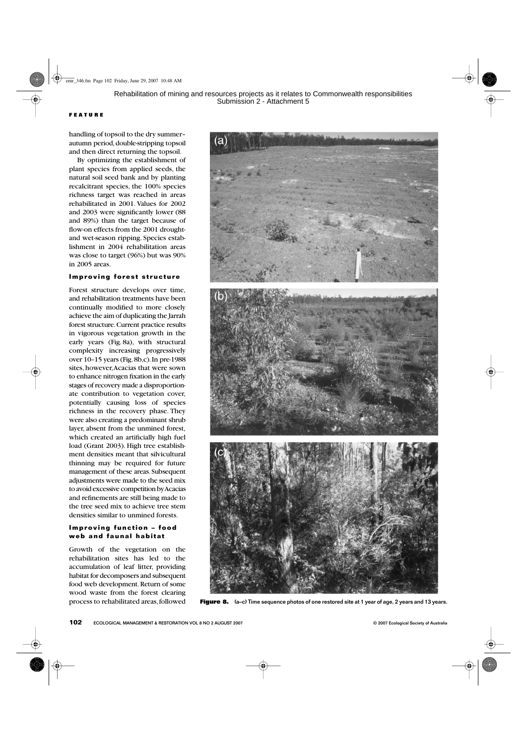Rehabilitation of mining and resources projects as it relates to Commonwealth responsibilities
Submission 2 - Attachment 5

handling of topsoil to the dry summer–autumn period, double-stripping topsoil and then direct returning the topsoil.

By optimizing the establishment of plant species from applied seeds, the natural soil seed bank and by planting recalcitrant species, the 100% species richness target was reached in areas rehabilitated in 2001. Values for 2002 and 2003 were significantly lower (88 and 89%) than the target because of flow-on effects from the 2001 drought- and wet-season ripping. Species establishment in 2004 rehabilitation areas was close to target (96%) but was 90% in 2005 areas.

### Improving forest structure

Forest structure develops over time, and rehabilitation treatments have been continually modified to more closely achieve the aim of duplicating the Jarrah forest structure. Current practice results in vigorous vegetation growth in the early years (Fig. 8a), with structural complexity increasing progressively over 10–15 years (Fig. 8b,c). In pre-1988 sites, however, Acacias that were sown to enhance nitrogen fixation in the early stages of recovery made a disproportionate contribution to vegetation cover, potentially causing loss of species richness in the recovery phase. They were also creating a predominant shrub layer, absent from the unmined forest, which created an artificially high fuel load (Grant 2003). High tree establishment densities meant that silvicultural thinning may be required for future management of these areas. Subsequent adjustments were made to the seed mix to avoid excessive competition by Acacias and refinements are still being made to the tree seed mix to achieve tree stem densities similar to unmined forests.

### Improving function – food web and faunal habitat

Growth of the vegetation on the rehabilitation sites has led to the accumulation of leaf litter, providing habitat for decomposers and subsequent food web development. Return of some wood waste from the forest clearing process to rehabilitated areas, followed

**Figure 8.** (a–c) Time sequence photos of one restored site at 1 year of age, 2 years and 13 years.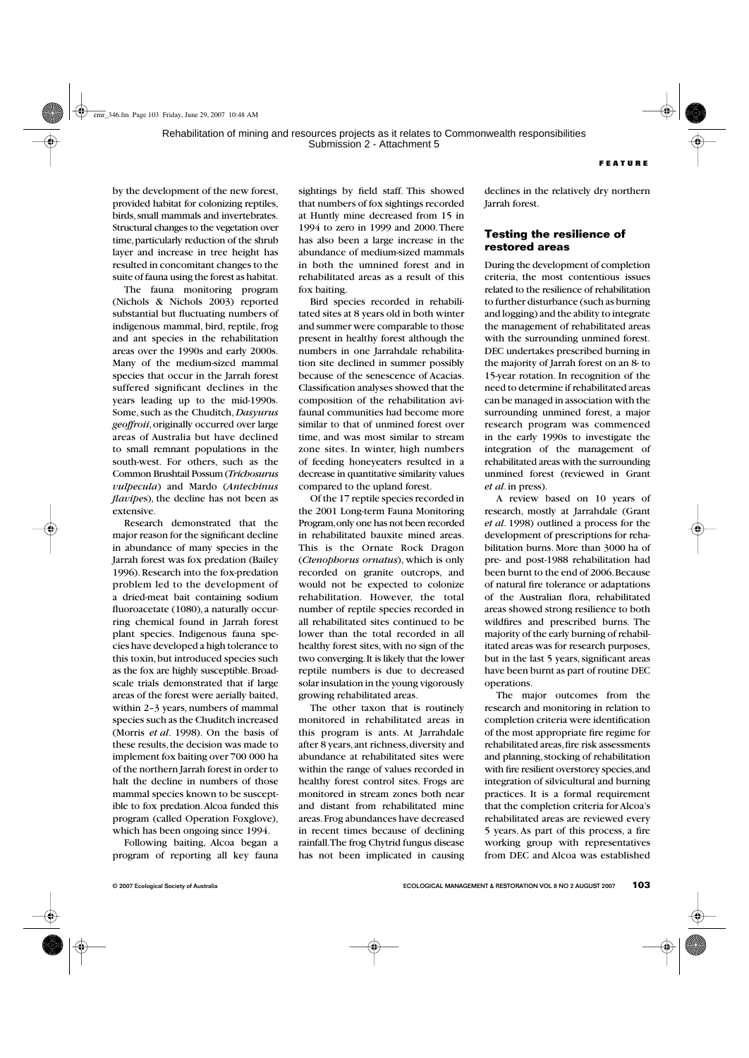by the development of the new forest, provided habitat for colonizing reptiles, birds, small mammals and invertebrates. Structural changes to the vegetation over time, particularly reduction of the shrub layer and increase in tree height has resulted in concomitant changes to the suite of fauna using the forest as habitat.

The fauna monitoring program (Nichols & Nichols 2003) reported substantial but fluctuating numbers of indigenous mammal, bird, reptile, frog and ant species in the rehabilitation areas over the 1990s and early 2000s. Many of the medium-sized mammal species that occur in the Jarrah forest suffered significant declines in the years leading up to the mid-1990s. Some, such as the Chuditch, *Dasyurus geoffroii*, originally occurred over large areas of Australia but have declined to small remnant populations in the south-west. For others, such as the Common Brushtail Possum (*Trichosurus vulpecula*) and Mardo (*Antechinus flavipes*), the decline has not been as extensive.

Research demonstrated that the major reason for the significant decline in abundance of many species in the Jarrah forest was fox predation (Bailey 1996). Research into the fox-predation problem led to the development of a dried-meat bait containing sodium fluoroacetate (1080), a naturally occurring chemical found in Jarrah forest plant species. Indigenous fauna species have developed a high tolerance to this toxin, but introduced species such as the fox are highly susceptible. Broadscale trials demonstrated that if large areas of the forest were aerially baited, within 2–3 years, numbers of mammal species such as the Chuditch increased (Morris *et al*. 1998). On the basis of these results, the decision was made to implement fox baiting over 700 000 ha of the northern Jarrah forest in order to halt the decline in numbers of those mammal species known to be susceptible to fox predation. Alcoa funded this program (called Operation Foxglove), which has been ongoing since 1994.

Following baiting, Alcoa began a program of reporting all key fauna sightings by field staff. This showed that numbers of fox sightings recorded at Huntly mine decreased from 15 in 1994 to zero in 1999 and 2000. There has also been a large increase in the abundance of medium-sized mammals in both the unmined forest and in rehabilitated areas as a result of this fox baiting.

Bird species recorded in rehabilitated sites at 8 years old in both winter and summer were comparable to those present in healthy forest although the numbers in one Jarrahdale rehabilitation site declined in summer possibly because of the senescence of Acacias. Classification analyses showed that the composition of the rehabilitation avifaunal communities had become more similar to that of unmined forest over time, and was most similar to stream zone sites. In winter, high numbers of feeding honeyeaters resulted in a decrease in quantitative similarity values compared to the upland forest.

Of the 17 reptile species recorded in the 2001 Long-term Fauna Monitoring Program, only one has not been recorded in rehabilitated bauxite mined areas. This is the Ornate Rock Dragon (*Ctenophorus ornatus*), which is only recorded on granite outcrops, and would not be expected to colonize rehabilitation. However, the total number of reptile species recorded in all rehabilitated sites continued to be lower than the total recorded in all healthy forest sites, with no sign of the two converging. It is likely that the lower reptile numbers is due to decreased solar insulation in the young vigorously growing rehabilitated areas.

The other taxon that is routinely monitored in rehabilitated areas in this program is ants. At Jarrahdale after 8 years, ant richness, diversity and abundance at rehabilitated sites were within the range of values recorded in healthy forest control sites. Frogs are monitored in stream zones both near and distant from rehabilitated mine areas. Frog abundances have decreased in recent times because of declining rainfall. The frog Chytrid fungus disease has not been implicated in causing declines in the relatively dry northern Jarrah forest.

## Testing the resilience of restored areas

During the development of completion criteria, the most contentious issues related to the resilience of rehabilitation to further disturbance (such as burning and logging) and the ability to integrate the management of rehabilitated areas with the surrounding unmined forest. DEC undertakes prescribed burning in the majority of Jarrah forest on an 8- to 15-year rotation. In recognition of the need to determine if rehabilitated areas can be managed in association with the surrounding unmined forest, a major research program was commenced in the early 1990s to investigate the integration of the management of rehabilitated areas with the surrounding unmined forest (reviewed in Grant *et al*. in press).

A review based on 10 years of research, mostly at Jarrahdale (Grant *et al*. 1998) outlined a process for the development of prescriptions for rehabilitation burns. More than 3000 ha of pre- and post-1988 rehabilitation had been burnt to the end of 2006. Because of natural fire tolerance or adaptations of the Australian flora, rehabilitated areas showed strong resilience to both wildfires and prescribed burns. The majority of the early burning of rehabilitated areas was for research purposes, but in the last 5 years, significant areas have been burnt as part of routine DEC operations.

The major outcomes from the research and monitoring in relation to completion criteria were identification of the most appropriate fire regime for rehabilitated areas, fire risk assessments and planning, stocking of rehabilitation with fire resilient overstorey species, and integration of silvicultural and burning practices. It is a formal requirement that the completion criteria for Alcoa's rehabilitated areas are reviewed every 5 years. As part of this process, a fire working group with representatives from DEC and Alcoa was established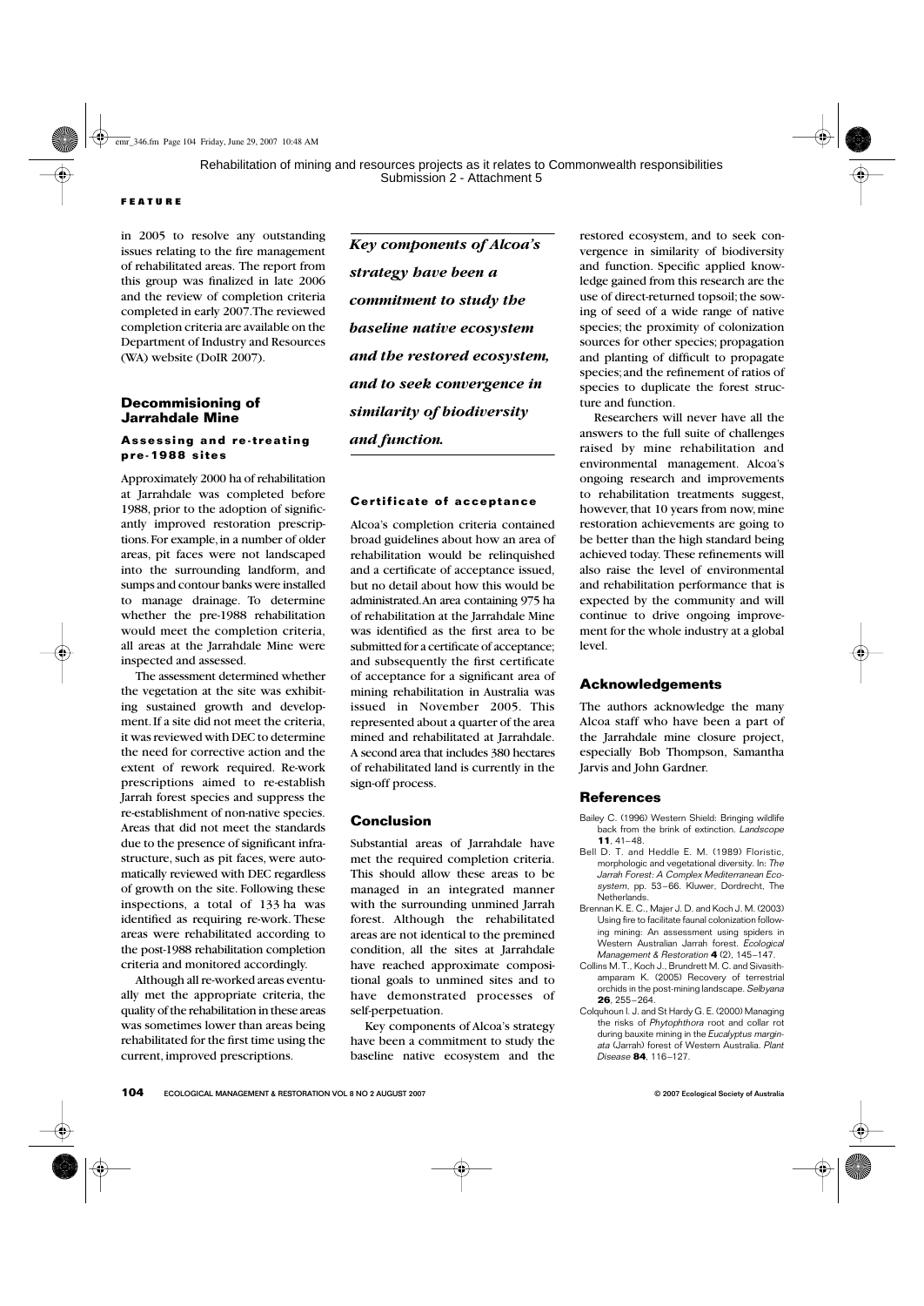in 2005 to resolve any outstanding issues relating to the fire management of rehabilitated areas. The report from this group was finalized in late 2006 and the review of completion criteria completed in early 2007. The reviewed completion criteria are available on the Department of Industry and Resources (WA) website (DoIR 2007).

## Decommisioning of Jarrahdale Mine

### Assessing and re-treating pre-1988 sites

Approximately 2000 ha of rehabilitation at Jarrahdale was completed before 1988, prior to the adoption of significantly improved restoration prescriptions. For example, in a number of older areas, pit faces were not landscaped into the surrounding landform, and sumps and contour banks were installed to manage drainage. To determine whether the pre-1988 rehabilitation would meet the completion criteria, all areas at the Jarrahdale Mine were inspected and assessed.

The assessment determined whether the vegetation at the site was exhibiting sustained growth and development. If a site did not meet the criteria, it was reviewed with DEC to determine the need for corrective action and the extent of rework required. Re-work prescriptions aimed to re-establish Jarrah forest species and suppress the re-establishment of non-native species. Areas that did not meet the standards due to the presence of significant infrastructure, such as pit faces, were automatically reviewed with DEC regardless of growth on the site. Following these inspections, a total of 133 ha was identified as requiring re-work. These areas were rehabilitated according to the post-1988 rehabilitation completion criteria and monitored accordingly.

Although all re-worked areas eventually met the appropriate criteria, the quality of the rehabilitation in these areas was sometimes lower than areas being rehabilitated for the first time using the current, improved prescriptions.

***Key components of Alcoa's strategy have been a commitment to study the baseline native ecosystem and the restored ecosystem, and to seek convergence in similarity of biodiversity and function.***

### Certificate of acceptance

Alcoa's completion criteria contained broad guidelines about how an area of rehabilitation would be relinquished and a certificate of acceptance issued, but no detail about how this would be administrated. An area containing 975 ha of rehabilitation at the Jarrahdale Mine was identified as the first area to be submitted for a certificate of acceptance; and subsequently the first certificate of acceptance for a significant area of mining rehabilitation in Australia was issued in November 2005. This represented about a quarter of the area mined and rehabilitated at Jarrahdale. A second area that includes 380 hectares of rehabilitated land is currently in the sign-off process.

## Conclusion

Substantial areas of Jarrahdale have met the required completion criteria. This should allow these areas to be managed in an integrated manner with the surrounding unmined Jarrah forest. Although the rehabilitated areas are not identical to the premined condition, all the sites at Jarrahdale have reached approximate compositional goals to unmined sites and to have demonstrated processes of self-perpetuation.

Key components of Alcoa's strategy have been a commitment to study the baseline native ecosystem and the restored ecosystem, and to seek convergence in similarity of biodiversity and function. Specific applied knowledge gained from this research are the use of direct-returned topsoil; the sowing of seed of a wide range of native species; the proximity of colonization sources for other species; propagation and planting of difficult to propagate species; and the refinement of ratios of species to duplicate the forest structure and function.

Researchers will never have all the answers to the full suite of challenges raised by mine rehabilitation and environmental management. Alcoa's ongoing research and improvements to rehabilitation treatments suggest, however, that 10 years from now, mine restoration achievements are going to be better than the high standard being achieved today. These refinements will also raise the level of environmental and rehabilitation performance that is expected by the community and will continue to drive ongoing improvement for the whole industry at a global level.

## Acknowledgements

The authors acknowledge the many Alcoa staff who have been a part of the Jarrahdale mine closure project, especially Bob Thompson, Samantha Jarvis and John Gardner.

## References

Bailey C. (1996) Western Shield: Bringing wildlife back from the brink of extinction. *Landscope* **11**, 41–48.

Bell D. T. and Heddle E. M. (1989) Floristic, morphologic and vegetational diversity. In: *The Jarrah Forest: A Complex Mediterranean Ecosystem*, pp. 53–66. Kluwer, Dordrecht, The Netherlands.

Brennan K. E. C., Majer J. D. and Koch J. M. (2003) Using fire to facilitate faunal colonization following mining: An assessment using spiders in Western Australian Jarrah forest. *Ecological Management & Restoration* **4** (2), 145–147.

Collins M. T., Koch J., Brundrett M. C. and Sivasithamparam K. (2005) Recovery of terrestrial orchids in the post-mining landscape. *Selbyana* **26**, 255–264.

Colquhoun I. J. and St Hardy G. E. (2000) Managing the risks of *Phytophthora* root and collar rot during bauxite mining in the *Eucalyptus marginata* (Jarrah) forest of Western Australia. *Plant Disease* **84**, 116–127.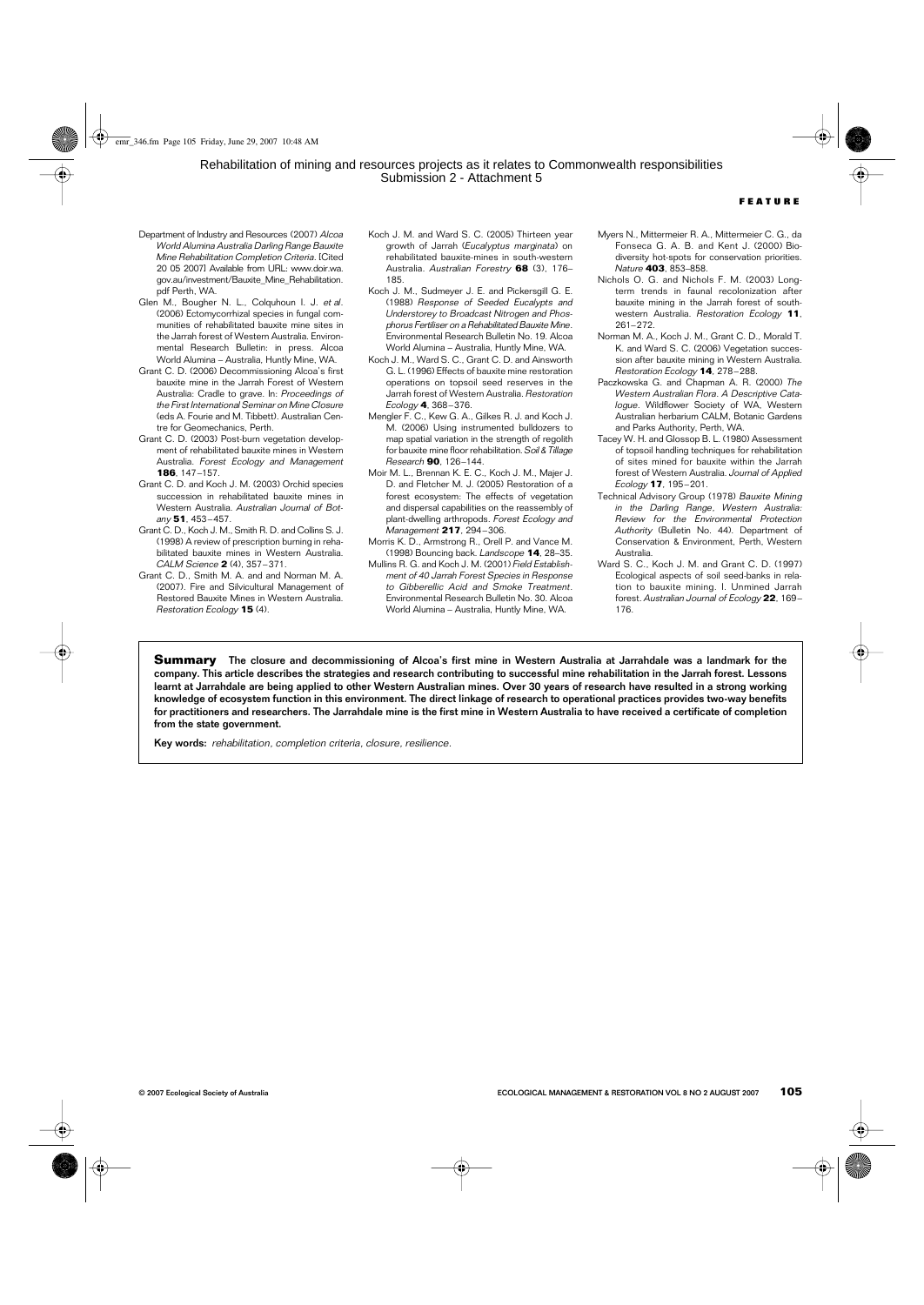Department of Industry and Resources (2007) *Alcoa World Alumina Australia Darling Range Bauxite Mine Rehabilitation Completion Criteria*. [Cited 20 05 2007] Available from URL: www.doir.wa.gov.au/investment/Bauxite_Mine_Rehabilitation.pdf Perth, WA.

Glen M., Bougher N. L., Colquhoun I. J. *et al*. (2006) Ectomycorrhizal species in fungal communities of rehabilitated bauxite mine sites in the Jarrah forest of Western Australia. Environmental Research Bulletin: in press. Alcoa World Alumina – Australia, Huntly Mine, WA.

Grant C. D. (2006) Decommissioning Alcoa's first bauxite mine in the Jarrah Forest of Western Australia: Cradle to grave. In: *Proceedings of the First International Seminar on Mine Closure* (eds A. Fourie and M. Tibbett). Australian Centre for Geomechanics, Perth.

Grant C. D. (2003) Post-burn vegetation development of rehabilitated bauxite mines in Western Australia. *Forest Ecology and Management* **186**, 147–157.

Grant C. D. and Koch J. M. (2003) Orchid species succession in rehabilitated bauxite mines in Western Australia. *Australian Journal of Botany* **51**, 453–457.

Grant C. D., Koch J. M., Smith R. D. and Collins S. J. (1998) A review of prescription burning in rehabilitated bauxite mines in Western Australia. *CALM Science* **2** (4), 357–371.

Grant C. D., Smith M. A. and Norman M. A. (2007). Fire and Silvicultural Management of Restored Bauxite Mines in Western Australia. *Restoration Ecology* **15** (4).

Koch J. M. and Ward S. C. (2005) Thirteen year growth of Jarrah (*Eucalyptus marginata*) on rehabilitated bauxite-mines in south-western Australia. *Australian Forestry* **68** (3), 176–185.

Koch J. M., Sudmeyer J. E. and Pickersgill G. E. (1988) *Response of Seeded Eucalypts and Understorey to Broadcast Nitrogen and Phosphorus Fertiliser on a Rehabilitated Bauxite Mine*. Environmental Research Bulletin No. 19. Alcoa World Alumina – Australia, Huntly Mine, WA.

Koch J. M., Ward S. C., Grant C. D. and Ainsworth G. L. (1996) Effects of bauxite mine restoration operations on topsoil seed reserves in the Jarrah forest of Western Australia. *Restoration Ecology* **4**, 368–376.

Mengler F. C., Kew G. A., Gilkes R. J. and Koch J. M. (2006) Using instrumented bulldozers to map spatial variation in the strength of regolith for bauxite mine floor rehabilitation. *Soil & Tillage Research* **90**, 126–144.

Moir M. L., Brennan K. E. C., Koch J. M., Majer J. D. and Fletcher M. J. (2005) Restoration of a forest ecosystem: The effects of vegetation and dispersal capabilities on the reassembly of plant-dwelling arthropods. *Forest Ecology and Management* **217**, 294–306.

Morris K. D., Armstrong R., Orell P. and Vance M. (1998) Bouncing back. *Landscope* **14**, 28–35.

Mullins R. G. and Koch J. M. (2001) *Field Establishment of 40 Jarrah Forest Species in Response to Gibberellic Acid and Smoke Treatment*. Environmental Research Bulletin No. 30. Alcoa World Alumina – Australia, Huntly Mine, WA.

Myers N., Mittermeier R. A., Mittermeier C. G., da Fonseca G. A. B. and Kent J. (2000) Biodiversity hot-spots for conservation priorities. *Nature* **403**, 853–858.

Nichols O. G. and Nichols F. M. (2003) Long-term trends in faunal recolonization after bauxite mining in the Jarrah forest of south-western Australia. *Restoration Ecology* **11**, 261–272.

Norman M. A., Koch J. M., Grant C. D., Morald T. K. and Ward S. C. (2006) Vegetation succession after bauxite mining in Western Australia. *Restoration Ecology* **14**, 278–288.

Paczkowska G. and Chapman A. R. (2000) *The Western Australian Flora. A Descriptive Catalogue*. Wildflower Society of WA, Western Australian herbarium CALM, Botanic Gardens and Parks Authority, Perth, WA.

Tacey W. H. and Glossop B. L. (1980) Assessment of topsoil handling techniques for rehabilitation of sites mined for bauxite within the Jarrah forest of Western Australia. *Journal of Applied Ecology* **17**, 195–201.

Technical Advisory Group (1978) *Bauxite Mining in the Darling Range, Western Australia: Review for the Environmental Protection Authority* (Bulletin No. 44). Department of Conservation & Environment, Perth, Western Australia.

Ward S. C., Koch J. M. and Grant C. D. (1997) Ecological aspects of soil seed-banks in relation to bauxite mining. I. Unmined Jarrah forest. *Australian Journal of Ecology* **22**, 169–176.

**Summary** **The closure and decommissioning of Alcoa's first mine in Western Australia at Jarrahdale was a landmark for the company. This article describes the strategies and research contributing to successful mine rehabilitation in the Jarrah forest. Lessons learnt at Jarrahdale are being applied to other Western Australian mines. Over 30 years of research have resulted in a strong working knowledge of ecosystem function in this environment. The direct linkage of research to operational practices provides two-way benefits for practitioners and researchers. The Jarrahdale mine is the first mine in Western Australia to have received a certificate of completion from the state government.**

**Key words:** *rehabilitation, completion criteria, closure, resilience.*